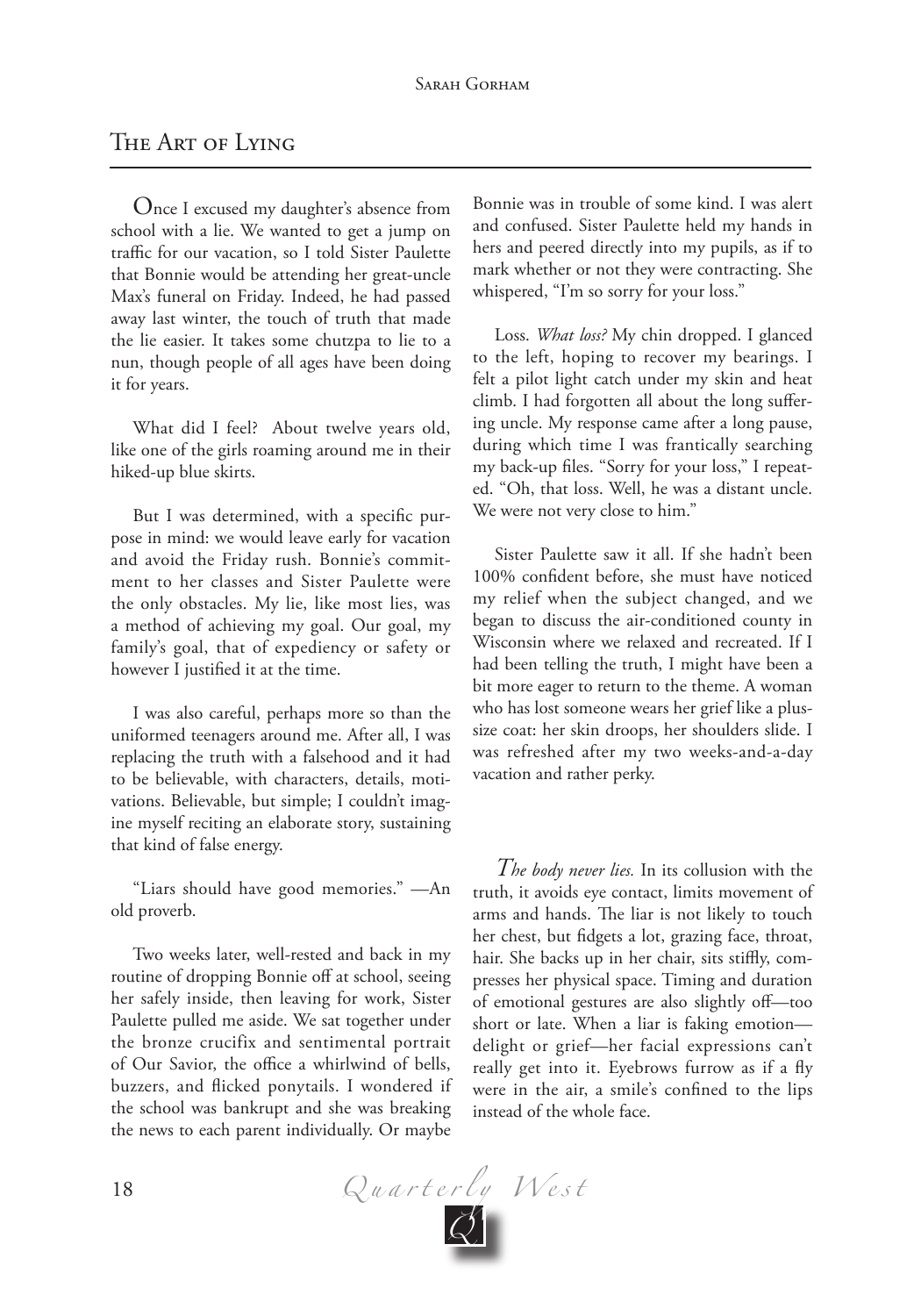# The Art of Lying

Once I excused my daughter's absence from school with a lie. We wanted to get a jump on traffic for our vacation, so I told Sister Paulette that Bonnie would be attending her great-uncle Max's funeral on Friday. Indeed, he had passed away last winter, the touch of truth that made the lie easier. It takes some chutzpa to lie to a nun, though people of all ages have been doing it for years.

What did I feel? About twelve years old, like one of the girls roaming around me in their hiked-up blue skirts.

But I was determined, with a specific purpose in mind: we would leave early for vacation and avoid the Friday rush. Bonnie's commitment to her classes and Sister Paulette were the only obstacles. My lie, like most lies, was a method of achieving my goal. Our goal, my family's goal, that of expediency or safety or however I justified it at the time.

I was also careful, perhaps more so than the uniformed teenagers around me. After all, I was replacing the truth with a falsehood and it had to be believable, with characters, details, motivations. Believable, but simple; I couldn't imagine myself reciting an elaborate story, sustaining that kind of false energy.

"Liars should have good memories." —An old proverb.

Two weeks later, well-rested and back in my routine of dropping Bonnie off at school, seeing her safely inside, then leaving for work, Sister Paulette pulled me aside. We sat together under the bronze crucifix and sentimental portrait of Our Savior, the office a whirlwind of bells, buzzers, and flicked ponytails. I wondered if the school was bankrupt and she was breaking the news to each parent individually. Or maybe Bonnie was in trouble of some kind. I was alert and confused. Sister Paulette held my hands in hers and peered directly into my pupils, as if to mark whether or not they were contracting. She whispered, "I'm so sorry for your loss."

Loss. *What loss?* My chin dropped. I glanced to the left, hoping to recover my bearings. I felt a pilot light catch under my skin and heat climb. I had forgotten all about the long suffering uncle. My response came after a long pause, during which time I was frantically searching my back-up files. "Sorry for your loss," I repeated. "Oh, that loss. Well, he was a distant uncle. We were not very close to him."

Sister Paulette saw it all. If she hadn't been 100% confident before, she must have noticed my relief when the subject changed, and we began to discuss the air-conditioned county in Wisconsin where we relaxed and recreated. If I had been telling the truth, I might have been a bit more eager to return to the theme. A woman who has lost someone wears her grief like a plus-size coat: her skin droops, her shoulders slide. I was refreshed after my two weeks-and-a-day vacation and rather perky.

*The body never lies.* In its collusion with the truth, it avoids eye contact, limits movement of arms and hands. The liar is not likely to touch her chest, but fidgets a lot, grazing face, throat, hair. She backs up in her chair, sits stiffly, compresses her physical space. Timing and duration of emotional gestures are also slightly off—too short or late. When a liar is faking emotion—delight or grief—her facial expressions can't really get into it. Eyebrows furrow as if a fly were in the air, a smile's confined to the lips instead of the whole face.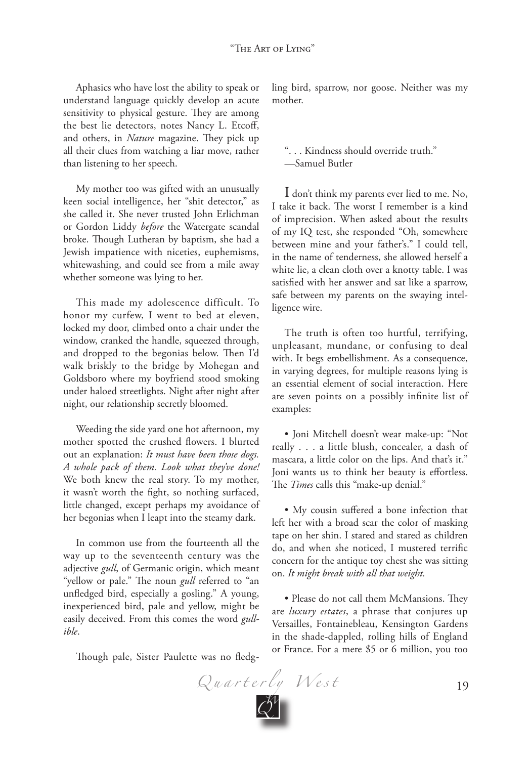Aphasics who have lost the ability to speak or understand language quickly develop an acute sensitivity to physical gesture. They are among the best lie detectors, notes Nancy L. Etcoff, and others, in *Nature* magazine. They pick up all their clues from watching a liar move, rather than listening to her speech.

My mother too was gifted with an unusually keen social intelligence, her "shit detector," as she called it. She never trusted John Erlichman or Gordon Liddy *before* the Watergate scandal broke. Though Lutheran by baptism, she had a Jewish impatience with niceties, euphemisms, whitewashing, and could see from a mile away whether someone was lying to her.

This made my adolescence difficult. To honor my curfew, I went to bed at eleven, locked my door, climbed onto a chair under the window, cranked the handle, squeezed through, and dropped to the begonias below. Then I'd walk briskly to the bridge by Mohegan and Goldsboro where my boyfriend stood smoking under haloed streetlights. Night after night after night, our relationship secretly bloomed.

Weeding the side yard one hot afternoon, my mother spotted the crushed flowers. I blurted out an explanation: *It must have been those dogs. A whole pack of them. Look what they've done!* We both knew the real story. To my mother, it wasn't worth the fight, so nothing surfaced, little changed, except perhaps my avoidance of her begonias when I leapt into the steamy dark.

In common use from the fourteenth all the way up to the seventeenth century was the adjective *gull*, of Germanic origin, which meant "yellow or pale." The noun *gull* referred to "an unfledged bird, especially a gosling." A young, inexperienced bird, pale and yellow, might be easily deceived. From this comes the word *gullible*.

Though pale, Sister Paulette was no fledgling bird, sparrow, nor goose. Neither was my mother.

> ". . . Kindness should override truth."
> —Samuel Butler

I don't think my parents ever lied to me. No, I take it back. The worst I remember is a kind of imprecision. When asked about the results of my IQ test, she responded "Oh, somewhere between mine and your father's." I could tell, in the name of tenderness, she allowed herself a white lie, a clean cloth over a knotty table. I was satisfied with her answer and sat like a sparrow, safe between my parents on the swaying intelligence wire.

The truth is often too hurtful, terrifying, unpleasant, mundane, or confusing to deal with. It begs embellishment. As a consequence, in varying degrees, for multiple reasons lying is an essential element of social interaction. Here are seven points on a possibly infinite list of examples:

- Joni Mitchell doesn't wear make-up: "Not really . . . a little blush, concealer, a dash of mascara, a little color on the lips. And that's it." Joni wants us to think her beauty is effortless. The *Times* calls this "make-up denial."

- My cousin suffered a bone infection that left her with a broad scar the color of masking tape on her shin. I stared and stared as children do, and when she noticed, I mustered terrific concern for the antique toy chest she was sitting on. *It might break with all that weight.*

- Please do not call them McMansions. They are *luxury estates*, a phrase that conjures up Versailles, Fontainebleau, Kensington Gardens in the shade-dappled, rolling hills of England or France. For a mere $5 or 6 million, you too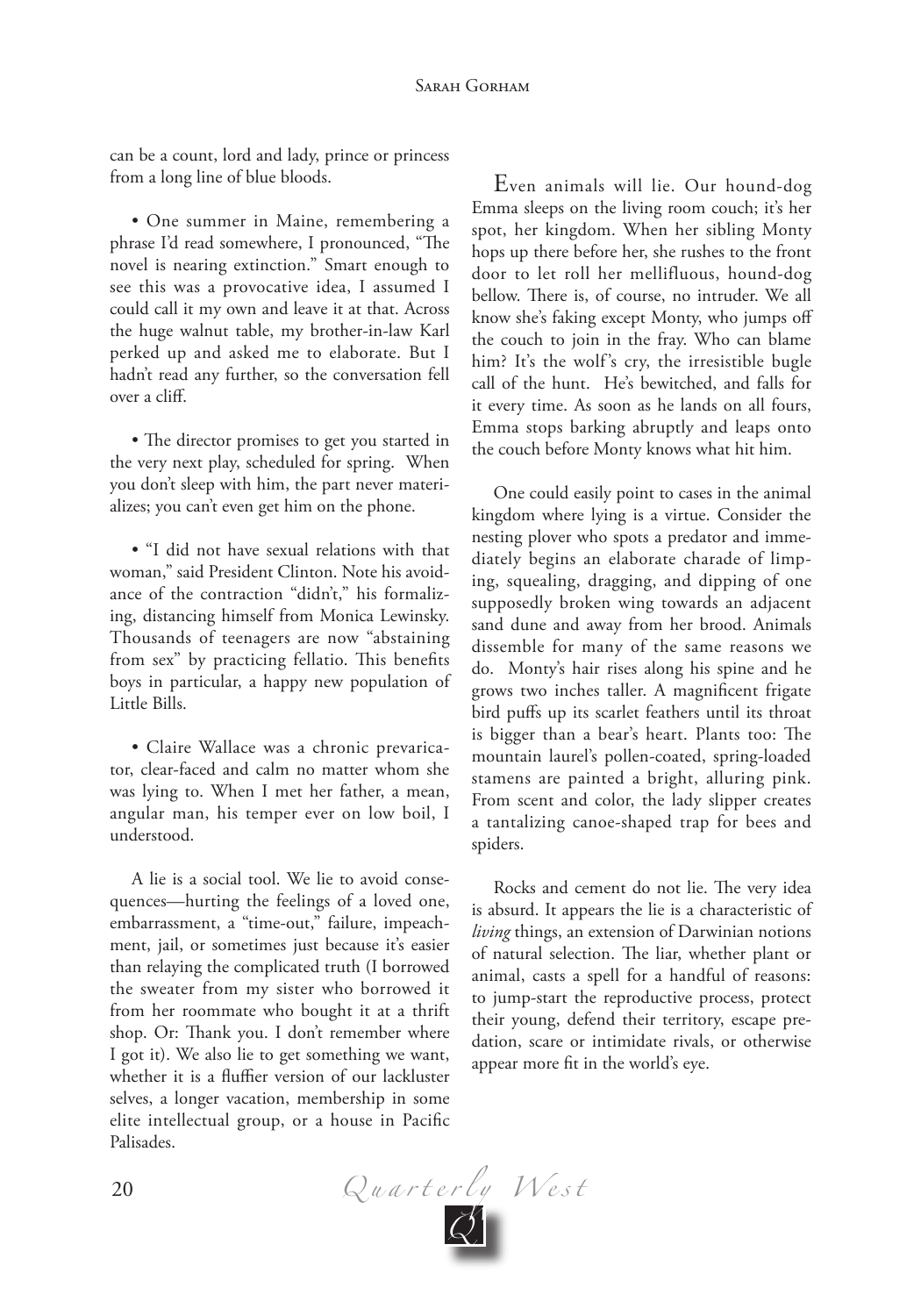can be a count, lord and lady, prince or princess from a long line of blue bloods.

• One summer in Maine, remembering a phrase I'd read somewhere, I pronounced, "The novel is nearing extinction." Smart enough to see this was a provocative idea, I assumed I could call it my own and leave it at that. Across the huge walnut table, my brother-in-law Karl perked up and asked me to elaborate. But I hadn't read any further, so the conversation fell over a cliff.

• The director promises to get you started in the very next play, scheduled for spring. When you don't sleep with him, the part never materializes; you can't even get him on the phone.

• "I did not have sexual relations with that woman," said President Clinton. Note his avoidance of the contraction "didn't," his formalizing, distancing himself from Monica Lewinsky. Thousands of teenagers are now "abstaining from sex" by practicing fellatio. This benefits boys in particular, a happy new population of Little Bills.

• Claire Wallace was a chronic prevaricator, clear-faced and calm no matter whom she was lying to. When I met her father, a mean, angular man, his temper ever on low boil, I understood.

A lie is a social tool. We lie to avoid consequences—hurting the feelings of a loved one, embarrassment, a "time-out," failure, impeachment, jail, or sometimes just because it's easier than relaying the complicated truth (I borrowed the sweater from my sister who borrowed it from her roommate who bought it at a thrift shop. Or: Thank you. I don't remember where I got it). We also lie to get something we want, whether it is a fluffier version of our lackluster selves, a longer vacation, membership in some elite intellectual group, or a house in Pacific Palisades.

Even animals will lie. Our hound-dog Emma sleeps on the living room couch; it's her spot, her kingdom. When her sibling Monty hops up there before her, she rushes to the front door to let roll her mellifluous, hound-dog bellow. There is, of course, no intruder. We all know she's faking except Monty, who jumps off the couch to join in the fray. Who can blame him? It's the wolf's cry, the irresistible bugle call of the hunt. He's bewitched, and falls for it every time. As soon as he lands on all fours, Emma stops barking abruptly and leaps onto the couch before Monty knows what hit him.

One could easily point to cases in the animal kingdom where lying is a virtue. Consider the nesting plover who spots a predator and immediately begins an elaborate charade of limping, squealing, dragging, and dipping of one supposedly broken wing towards an adjacent sand dune and away from her brood. Animals dissemble for many of the same reasons we do. Monty's hair rises along his spine and he grows two inches taller. A magnificent frigate bird puffs up its scarlet feathers until its throat is bigger than a bear's heart. Plants too: The mountain laurel's pollen-coated, spring-loaded stamens are painted a bright, alluring pink. From scent and color, the lady slipper creates a tantalizing canoe-shaped trap for bees and spiders.

Rocks and cement do not lie. The very idea is absurd. It appears the lie is a characteristic of *living* things, an extension of Darwinian notions of natural selection. The liar, whether plant or animal, casts a spell for a handful of reasons: to jump-start the reproductive process, protect their young, defend their territory, escape predation, scare or intimidate rivals, or otherwise appear more fit in the world's eye.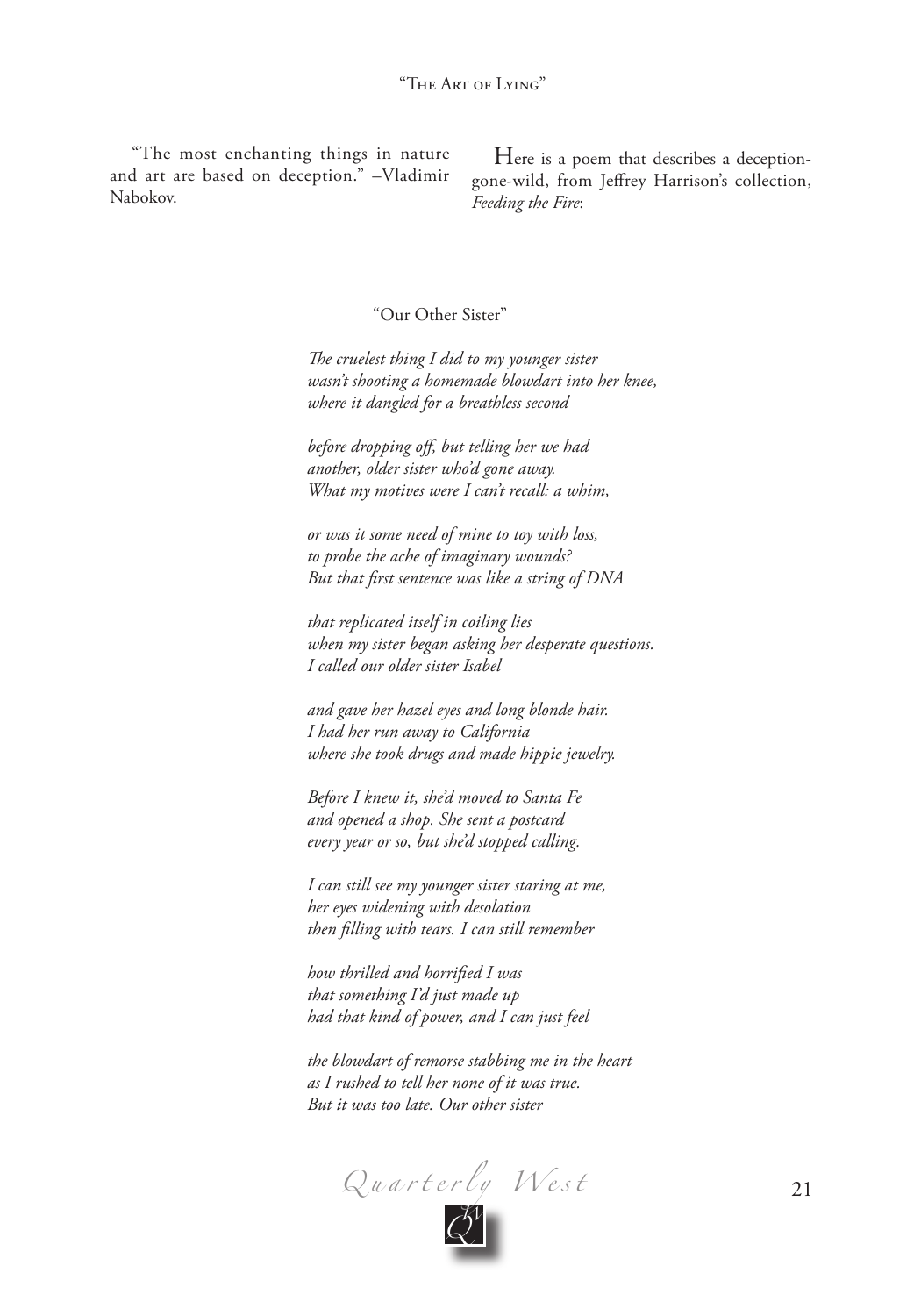"The most enchanting things in nature and art are based on deception." –Vladimir Nabokov.

Here is a poem that describes a deception-gone-wild, from Jeffrey Harrison's collection, *Feeding the Fire*:

"Our Other Sister"

*The cruelest thing I did to my younger sister*
*wasn't shooting a homemade blowdart into her knee,*
*where it dangled for a breathless second*

*before dropping off, but telling her we had*
*another, older sister who'd gone away.*
*What my motives were I can't recall: a whim,*

*or was it some need of mine to toy with loss,*
*to probe the ache of imaginary wounds?*
*But that first sentence was like a string of DNA*

*that replicated itself in coiling lies*
*when my sister began asking her desperate questions.*
*I called our older sister Isabel*

*and gave her hazel eyes and long blonde hair.*
*I had her run away to California*
*where she took drugs and made hippie jewelry.*

*Before I knew it, she'd moved to Santa Fe*
*and opened a shop. She sent a postcard*
*every year or so, but she'd stopped calling.*

*I can still see my younger sister staring at me,*
*her eyes widening with desolation*
*then filling with tears. I can still remember*

*how thrilled and horrified I was*
*that something I'd just made up*
*had that kind of power, and I can just feel*

*the blowdart of remorse stabbing me in the heart*
*as I rushed to tell her none of it was true.*
*But it was too late. Our other sister*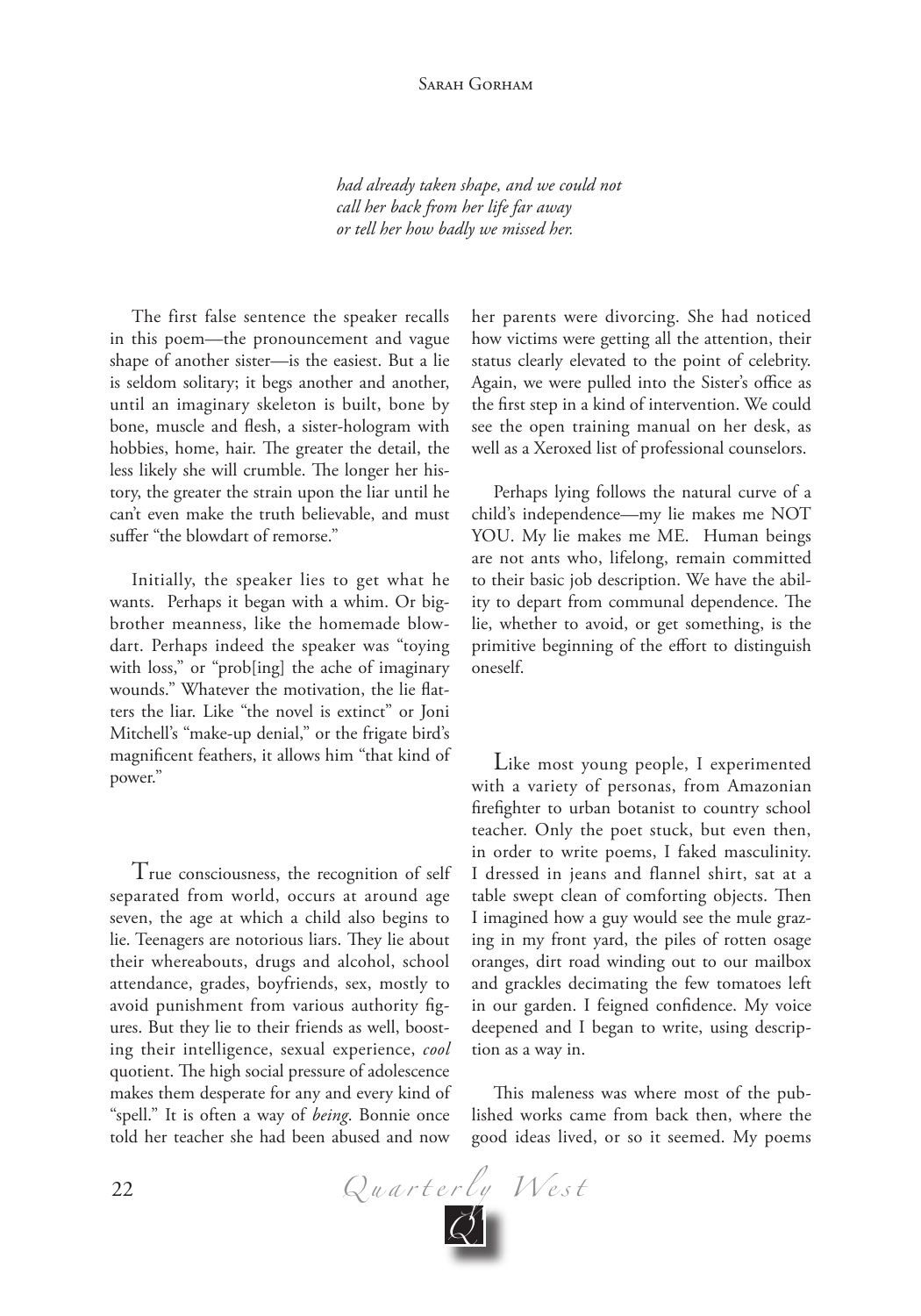*had already taken shape, and we could not*
*call her back from her life far away*
*or tell her how badly we missed her.*

The first false sentence the speaker recalls in this poem—the pronouncement and vague shape of another sister—is the easiest. But a lie is seldom solitary; it begs another and another, until an imaginary skeleton is built, bone by bone, muscle and flesh, a sister-hologram with hobbies, home, hair. The greater the detail, the less likely she will crumble. The longer her history, the greater the strain upon the liar until he can't even make the truth believable, and must suffer "the blowdart of remorse."

Initially, the speaker lies to get what he wants. Perhaps it began with a whim. Or big-brother meanness, like the homemade blowdart. Perhaps indeed the speaker was "toying with loss," or "prob[ing] the ache of imaginary wounds." Whatever the motivation, the lie flatters the liar. Like "the novel is extinct" or Joni Mitchell's "make-up denial," or the frigate bird's magnificent feathers, it allows him "that kind of power."

True consciousness, the recognition of self separated from world, occurs at around age seven, the age at which a child also begins to lie. Teenagers are notorious liars. They lie about their whereabouts, drugs and alcohol, school attendance, grades, boyfriends, sex, mostly to avoid punishment from various authority figures. But they lie to their friends as well, boosting their intelligence, sexual experience, *cool* quotient. The high social pressure of adolescence makes them desperate for any and every kind of "spell." It is often a way of *being*. Bonnie once told her teacher she had been abused and now her parents were divorcing. She had noticed how victims were getting all the attention, their status clearly elevated to the point of celebrity. Again, we were pulled into the Sister's office as the first step in a kind of intervention. We could see the open training manual on her desk, as well as a Xeroxed list of professional counselors.

Perhaps lying follows the natural curve of a child's independence—my lie makes me NOT YOU. My lie makes me ME. Human beings are not ants who, lifelong, remain committed to their basic job description. We have the ability to depart from communal dependence. The lie, whether to avoid, or get something, is the primitive beginning of the effort to distinguish oneself.

Like most young people, I experimented with a variety of personas, from Amazonian firefighter to urban botanist to country school teacher. Only the poet stuck, but even then, in order to write poems, I faked masculinity. I dressed in jeans and flannel shirt, sat at a table swept clean of comforting objects. Then I imagined how a guy would see the mule grazing in my front yard, the piles of rotten osage oranges, dirt road winding out to our mailbox and grackles decimating the few tomatoes left in our garden. I feigned confidence. My voice deepened and I began to write, using description as a way in.

This maleness was where most of the published works came from back then, where the good ideas lived, or so it seemed. My poems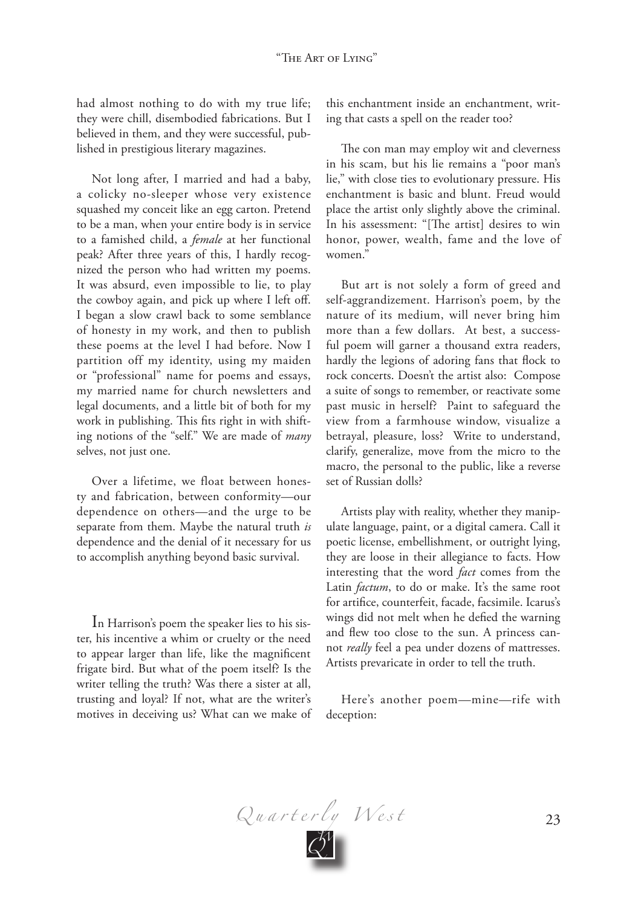had almost nothing to do with my true life; they were chill, disembodied fabrications. But I believed in them, and they were successful, published in prestigious literary magazines.

Not long after, I married and had a baby, a colicky no-sleeper whose very existence squashed my conceit like an egg carton. Pretend to be a man, when your entire body is in service to a famished child, a *female* at her functional peak? After three years of this, I hardly recognized the person who had written my poems. It was absurd, even impossible to lie, to play the cowboy again, and pick up where I left off. I began a slow crawl back to some semblance of honesty in my work, and then to publish these poems at the level I had before. Now I partition off my identity, using my maiden or "professional" name for poems and essays, my married name for church newsletters and legal documents, and a little bit of both for my work in publishing. This fits right in with shifting notions of the "self." We are made of *many* selves, not just one.

Over a lifetime, we float between honesty and fabrication, between conformity—our dependence on others—and the urge to be separate from them. Maybe the natural truth *is* dependence and the denial of it necessary for us to accomplish anything beyond basic survival.

In Harrison's poem the speaker lies to his sister, his incentive a whim or cruelty or the need to appear larger than life, like the magnificent frigate bird. But what of the poem itself? Is the writer telling the truth? Was there a sister at all, trusting and loyal? If not, what are the writer's motives in deceiving us? What can we make of this enchantment inside an enchantment, writing that casts a spell on the reader too?

The con man may employ wit and cleverness in his scam, but his lie remains a "poor man's lie," with close ties to evolutionary pressure. His enchantment is basic and blunt. Freud would place the artist only slightly above the criminal. In his assessment: "[The artist] desires to win honor, power, wealth, fame and the love of women."

But art is not solely a form of greed and self-aggrandizement. Harrison's poem, by the nature of its medium, will never bring him more than a few dollars. At best, a successful poem will garner a thousand extra readers, hardly the legions of adoring fans that flock to rock concerts. Doesn't the artist also: Compose a suite of songs to remember, or reactivate some past music in herself? Paint to safeguard the view from a farmhouse window, visualize a betrayal, pleasure, loss? Write to understand, clarify, generalize, move from the micro to the macro, the personal to the public, like a reverse set of Russian dolls?

Artists play with reality, whether they manipulate language, paint, or a digital camera. Call it poetic license, embellishment, or outright lying, they are loose in their allegiance to facts. How interesting that the word *fact* comes from the Latin *factum*, to do or make. It's the same root for artifice, counterfeit, facade, facsimile. Icarus's wings did not melt when he defied the warning and flew too close to the sun. A princess cannot *really* feel a pea under dozens of mattresses. Artists prevaricate in order to tell the truth.

Here's another poem—mine—rife with deception: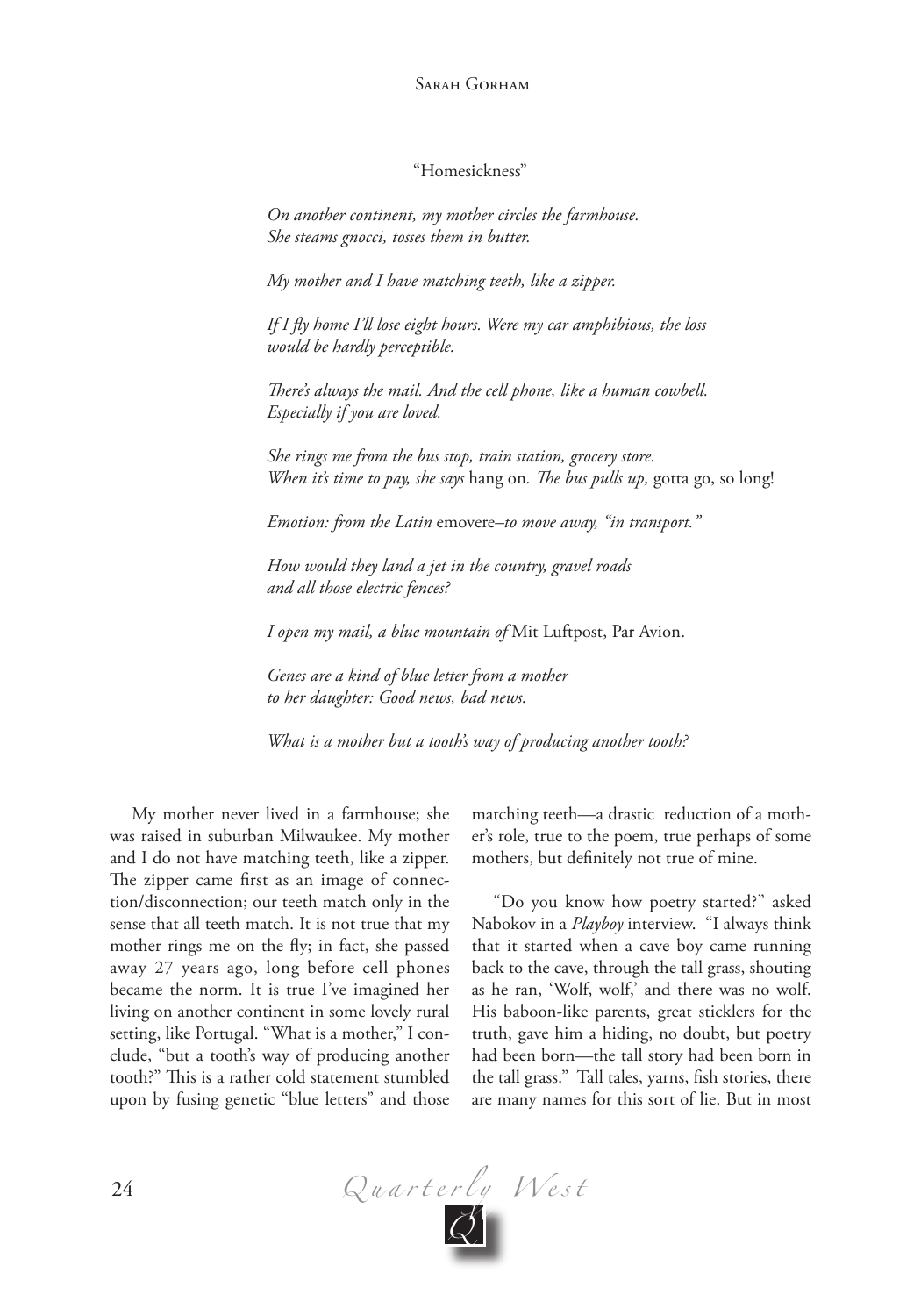"Homesickness"

*On another continent, my mother circles the farmhouse.*
*She steams gnocci, tosses them in butter.*

*My mother and I have matching teeth, like a zipper.*

*If I fly home I'll lose eight hours. Were my car amphibious, the loss*
*would be hardly perceptible.*

*There's always the mail. And the cell phone, like a human cowbell.*
*Especially if you are loved.*

*She rings me from the bus stop, train station, grocery store.*
*When it's time to pay, she says* hang on*. The bus pulls up,* gotta go, so long!

*Emotion: from the Latin* emovere*–to move away, "in transport."*

*How would they land a jet in the country, gravel roads*
*and all those electric fences?*

*I open my mail, a blue mountain of* Mit Luftpost, Par Avion.

*Genes are a kind of blue letter from a mother*
*to her daughter: Good news, bad news.*

*What is a mother but a tooth's way of producing another tooth?*

My mother never lived in a farmhouse; she was raised in suburban Milwaukee. My mother and I do not have matching teeth, like a zipper. The zipper came first as an image of connection/disconnection; our teeth match only in the sense that all teeth match. It is not true that my mother rings me on the fly; in fact, she passed away 27 years ago, long before cell phones became the norm. It is true I've imagined her living on another continent in some lovely rural setting, like Portugal. "What is a mother," I conclude, "but a tooth's way of producing another tooth?" This is a rather cold statement stumbled upon by fusing genetic "blue letters" and those matching teeth—a drastic reduction of a mother's role, true to the poem, true perhaps of some mothers, but definitely not true of mine.

"Do you know how poetry started?" asked Nabokov in a *Playboy* interview. "I always think that it started when a cave boy came running back to the cave, through the tall grass, shouting as he ran, 'Wolf, wolf,' and there was no wolf. His baboon-like parents, great sticklers for the truth, gave him a hiding, no doubt, but poetry had been born—the tall story had been born in the tall grass." Tall tales, yarns, fish stories, there are many names for this sort of lie. But in most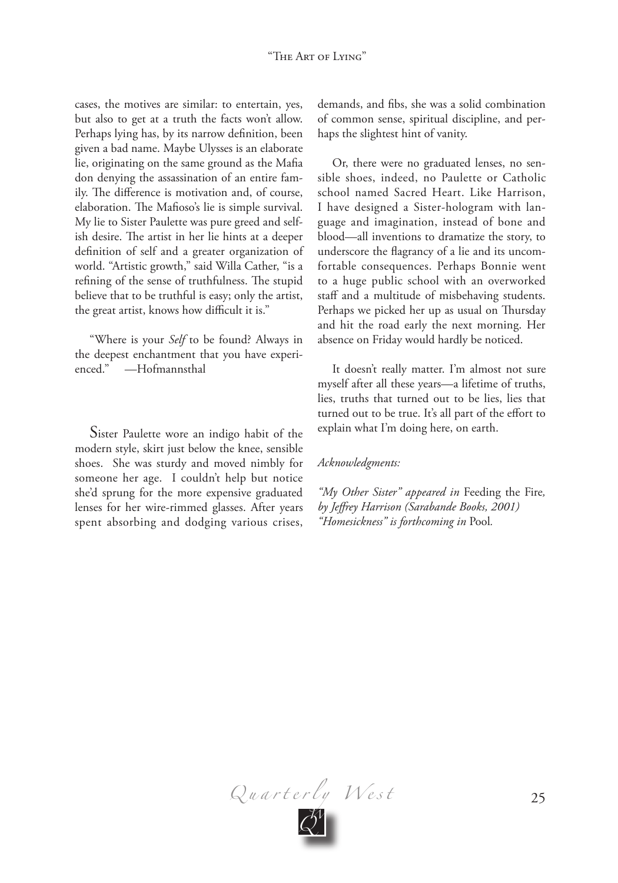cases, the motives are similar: to entertain, yes, but also to get at a truth the facts won't allow. Perhaps lying has, by its narrow definition, been given a bad name. Maybe Ulysses is an elaborate lie, originating on the same ground as the Mafia don denying the assassination of an entire family. The difference is motivation and, of course, elaboration. The Mafioso's lie is simple survival. My lie to Sister Paulette was pure greed and selfish desire. The artist in her lie hints at a deeper definition of self and a greater organization of world. "Artistic growth," said Willa Cather, "is a refining of the sense of truthfulness. The stupid believe that to be truthful is easy; only the artist, the great artist, knows how difficult it is."

"Where is your *Self* to be found? Always in the deepest enchantment that you have experienced." —Hofmannsthal

Sister Paulette wore an indigo habit of the modern style, skirt just below the knee, sensible shoes. She was sturdy and moved nimbly for someone her age. I couldn't help but notice she'd sprung for the more expensive graduated lenses for her wire-rimmed glasses. After years spent absorbing and dodging various crises, demands, and fibs, she was a solid combination of common sense, spiritual discipline, and perhaps the slightest hint of vanity.

Or, there were no graduated lenses, no sensible shoes, indeed, no Paulette or Catholic school named Sacred Heart. Like Harrison, I have designed a Sister-hologram with language and imagination, instead of bone and blood—all inventions to dramatize the story, to underscore the flagrancy of a lie and its uncomfortable consequences. Perhaps Bonnie went to a huge public school with an overworked staff and a multitude of misbehaving students. Perhaps we picked her up as usual on Thursday and hit the road early the next morning. Her absence on Friday would hardly be noticed.

It doesn't really matter. I'm almost not sure myself after all these years—a lifetime of truths, lies, truths that turned out to be lies, lies that turned out to be true. It's all part of the effort to explain what I'm doing here, on earth.

*Acknowledgments:*

*"My Other Sister" appeared in* Feeding the Fire*, by Jeffrey Harrison (Sarabande Books, 2001)*
*"Homesickness" is forthcoming in* Pool*.*